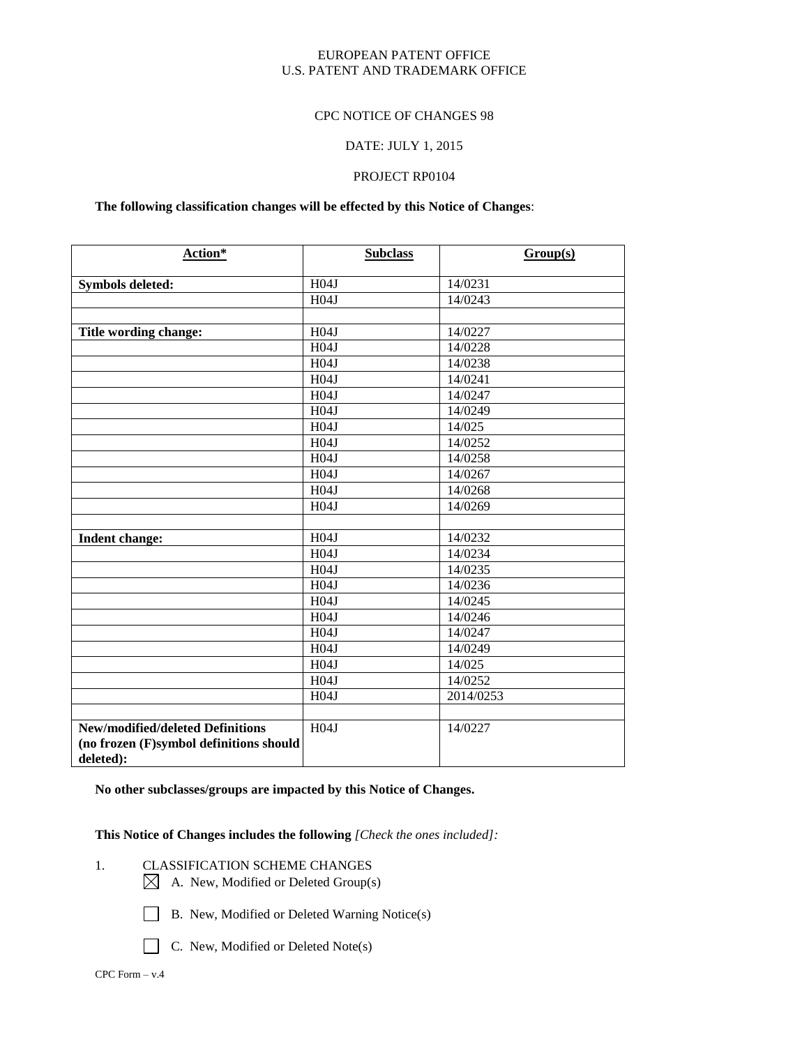EUROPEAN PATENT OFFICE
U.S. PATENT AND TRADEMARK OFFICE

CPC NOTICE OF CHANGES 98

DATE: JULY 1, 2015

PROJECT RP0104

**The following classification changes will be effected by this Notice of Changes**:

| Action* | Subclass | Group(s) |
|---|---|---|
| **Symbols deleted:** | H04J | 14/0231 |
| | H04J | 14/0243 |
| | | |
| **Title wording change:** | H04J | 14/0227 |
| | H04J | 14/0228 |
| | H04J | 14/0238 |
| | H04J | 14/0241 |
| | H04J | 14/0247 |
| | H04J | 14/0249 |
| | H04J | 14/025 |
| | H04J | 14/0252 |
| | H04J | 14/0258 |
| | H04J | 14/0267 |
| | H04J | 14/0268 |
| | H04J | 14/0269 |
| | | |
| **Indent change:** | H04J | 14/0232 |
| | H04J | 14/0234 |
| | H04J | 14/0235 |
| | H04J | 14/0236 |
| | H04J | 14/0245 |
| | H04J | 14/0246 |
| | H04J | 14/0247 |
| | H04J | 14/0249 |
| | H04J | 14/025 |
| | H04J | 14/0252 |
| | H04J | 2014/0253 |
| | | |
| **New/modified/deleted Definitions (no frozen (F)symbol definitions should deleted):** | H04J | 14/0227 |

**No other subclasses/groups are impacted by this Notice of Changes.**

**This Notice of Changes includes the following** *[Check the ones included]:*

1. CLASSIFICATION SCHEME CHANGES
   - ☒ A. New, Modified or Deleted Group(s)
   - ☐ B. New, Modified or Deleted Warning Notice(s)
   - ☐ C. New, Modified or Deleted Note(s)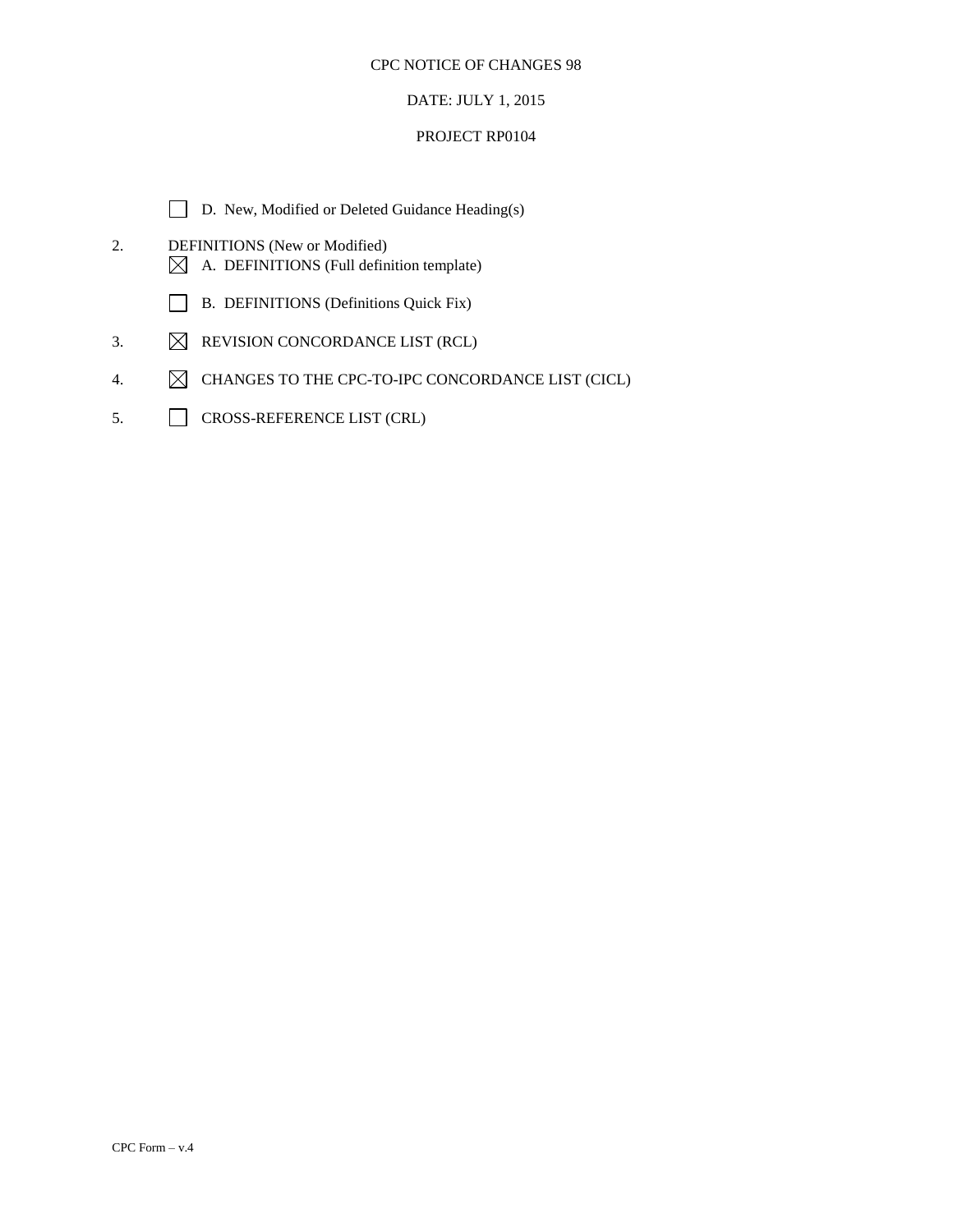CPC NOTICE OF CHANGES 98

DATE: JULY 1, 2015

PROJECT RP0104

☐ D. New, Modified or Deleted Guidance Heading(s)

2. DEFINITIONS (New or Modified)
   ☒ A. DEFINITIONS (Full definition template)

   ☐ B. DEFINITIONS (Definitions Quick Fix)

3. ☒ REVISION CONCORDANCE LIST (RCL)

4. ☒ CHANGES TO THE CPC-TO-IPC CONCORDANCE LIST (CICL)

5. ☐ CROSS-REFERENCE LIST (CRL)

CPC Form – v.4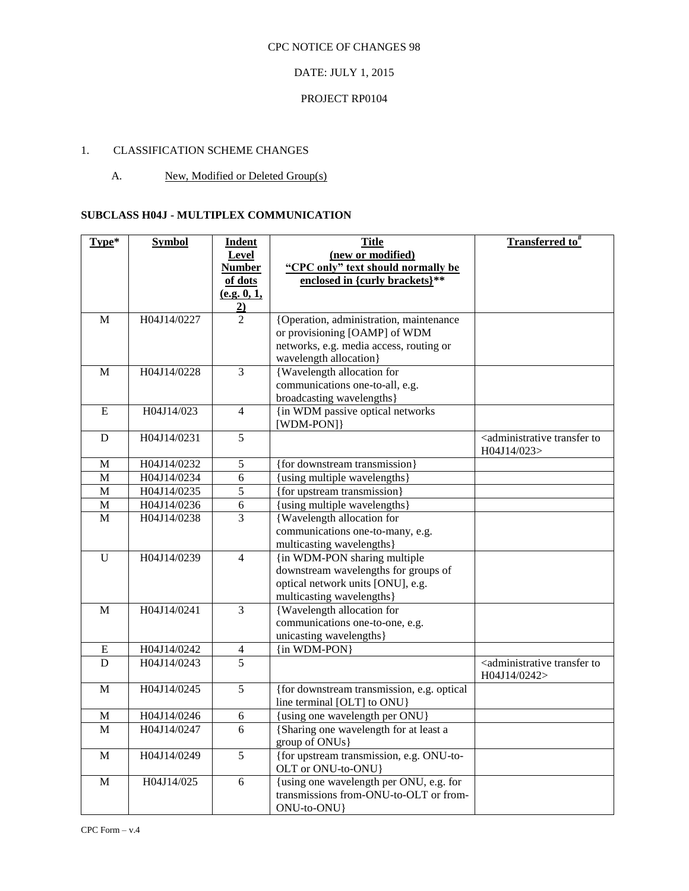CPC NOTICE OF CHANGES 98

DATE: JULY 1, 2015

PROJECT RP0104

1. CLASSIFICATION SCHEME CHANGES

A. New, Modified or Deleted Group(s)

**SUBCLASS H04J - MULTIPLEX COMMUNICATION**

| Type* | Symbol | Indent Level Number of dots (e.g. 0, 1, 2) | Title (new or modified) "CPC only" text should normally be enclosed in {curly brackets}** | Transferred to# |
|---|---|---|---|---|
| M | H04J14/0227 | 2 | {Operation, administration, maintenance or provisioning [OAMP] of WDM networks, e.g. media access, routing or wavelength allocation} | |
| M | H04J14/0228 | 3 | {Wavelength allocation for communications one-to-all, e.g. broadcasting wavelengths} | |
| E | H04J14/023 | 4 | {in WDM passive optical networks [WDM-PON]} | |
| D | H04J14/0231 | 5 | | <administrative transfer to H04J14/023> |
| M | H04J14/0232 | 5 | {for downstream transmission} | |
| M | H04J14/0234 | 6 | {using multiple wavelengths} | |
| M | H04J14/0235 | 5 | {for upstream transmission} | |
| M | H04J14/0236 | 6 | {using multiple wavelengths} | |
| M | H04J14/0238 | 3 | {Wavelength allocation for communications one-to-many, e.g. multicasting wavelengths} | |
| U | H04J14/0239 | 4 | {in WDM-PON sharing multiple downstream wavelengths for groups of optical network units [ONU], e.g. multicasting wavelengths} | |
| M | H04J14/0241 | 3 | {Wavelength allocation for communications one-to-one, e.g. unicasting wavelengths} | |
| E | H04J14/0242 | 4 | {in WDM-PON} | |
| D | H04J14/0243 | 5 | | <administrative transfer to H04J14/0242> |
| M | H04J14/0245 | 5 | {for downstream transmission, e.g. optical line terminal [OLT] to ONU} | |
| M | H04J14/0246 | 6 | {using one wavelength per ONU} | |
| M | H04J14/0247 | 6 | {Sharing one wavelength for at least a group of ONUs} | |
| M | H04J14/0249 | 5 | {for upstream transmission, e.g. ONU-to-OLT or ONU-to-ONU} | |
| M | H04J14/025 | 6 | {using one wavelength per ONU, e.g. for transmissions from-ONU-to-OLT or from-ONU-to-ONU} | |

CPC Form – v.4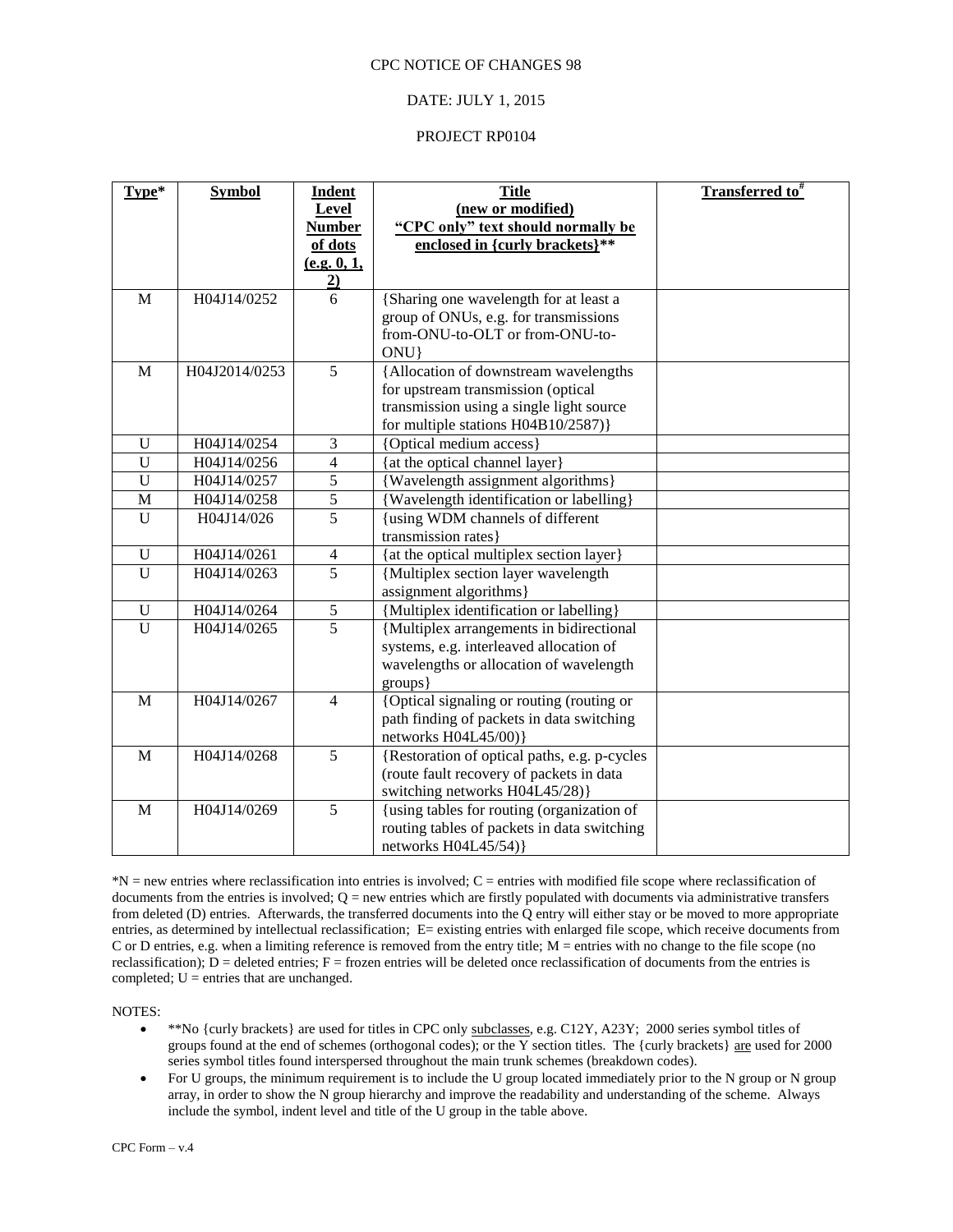CPC NOTICE OF CHANGES 98

DATE: JULY 1, 2015

PROJECT RP0104

| Type* | Symbol | Indent Level Number of dots (e.g. 0, 1, 2) | Title (new or modified) "CPC only" text should normally be enclosed in {curly brackets}** | Transferred to# |
|---|---|---|---|---|
| M | H04J14/0252 | 6 | {Sharing one wavelength for at least a group of ONUs, e.g. for transmissions from-ONU-to-OLT or from-ONU-to-ONU} | |
| M | H04J2014/0253 | 5 | {Allocation of downstream wavelengths for upstream transmission (optical transmission using a single light source for multiple stations H04B10/2587)} | |
| U | H04J14/0254 | 3 | {Optical medium access} | |
| U | H04J14/0256 | 4 | {at the optical channel layer} | |
| U | H04J14/0257 | 5 | {Wavelength assignment algorithms} | |
| M | H04J14/0258 | 5 | {Wavelength identification or labelling} | |
| U | H04J14/026 | 5 | {using WDM channels of different transmission rates} | |
| U | H04J14/0261 | 4 | {at the optical multiplex section layer} | |
| U | H04J14/0263 | 5 | {Multiplex section layer wavelength assignment algorithms} | |
| U | H04J14/0264 | 5 | {Multiplex identification or labelling} | |
| U | H04J14/0265 | 5 | {Multiplex arrangements in bidirectional systems, e.g. interleaved allocation of wavelengths or allocation of wavelength groups} | |
| M | H04J14/0267 | 4 | {Optical signaling or routing (routing or path finding of packets in data switching networks H04L45/00)} | |
| M | H04J14/0268 | 5 | {Restoration of optical paths, e.g. p-cycles (route fault recovery of packets in data switching networks H04L45/28)} | |
| M | H04J14/0269 | 5 | {using tables for routing (organization of routing tables of packets in data switching networks H04L45/54)} | |

*N = new entries where reclassification into entries is involved; C = entries with modified file scope where reclassification of documents from the entries is involved; Q = new entries which are firstly populated with documents via administrative transfers from deleted (D) entries. Afterwards, the transferred documents into the Q entry will either stay or be moved to more appropriate entries, as determined by intellectual reclassification; E= existing entries with enlarged file scope, which receive documents from C or D entries, e.g. when a limiting reference is removed from the entry title; M = entries with no change to the file scope (no reclassification); D = deleted entries; F = frozen entries will be deleted once reclassification of documents from the entries is completed; U = entries that are unchanged.

NOTES:

- **No {curly brackets} are used for titles in CPC only subclasses, e.g. C12Y, A23Y; 2000 series symbol titles of groups found at the end of schemes (orthogonal codes); or the Y section titles. The {curly brackets} are used for 2000 series symbol titles found interspersed throughout the main trunk schemes (breakdown codes).
- For U groups, the minimum requirement is to include the U group located immediately prior to the N group or N group array, in order to show the N group hierarchy and improve the readability and understanding of the scheme. Always include the symbol, indent level and title of the U group in the table above.

CPC Form – v.4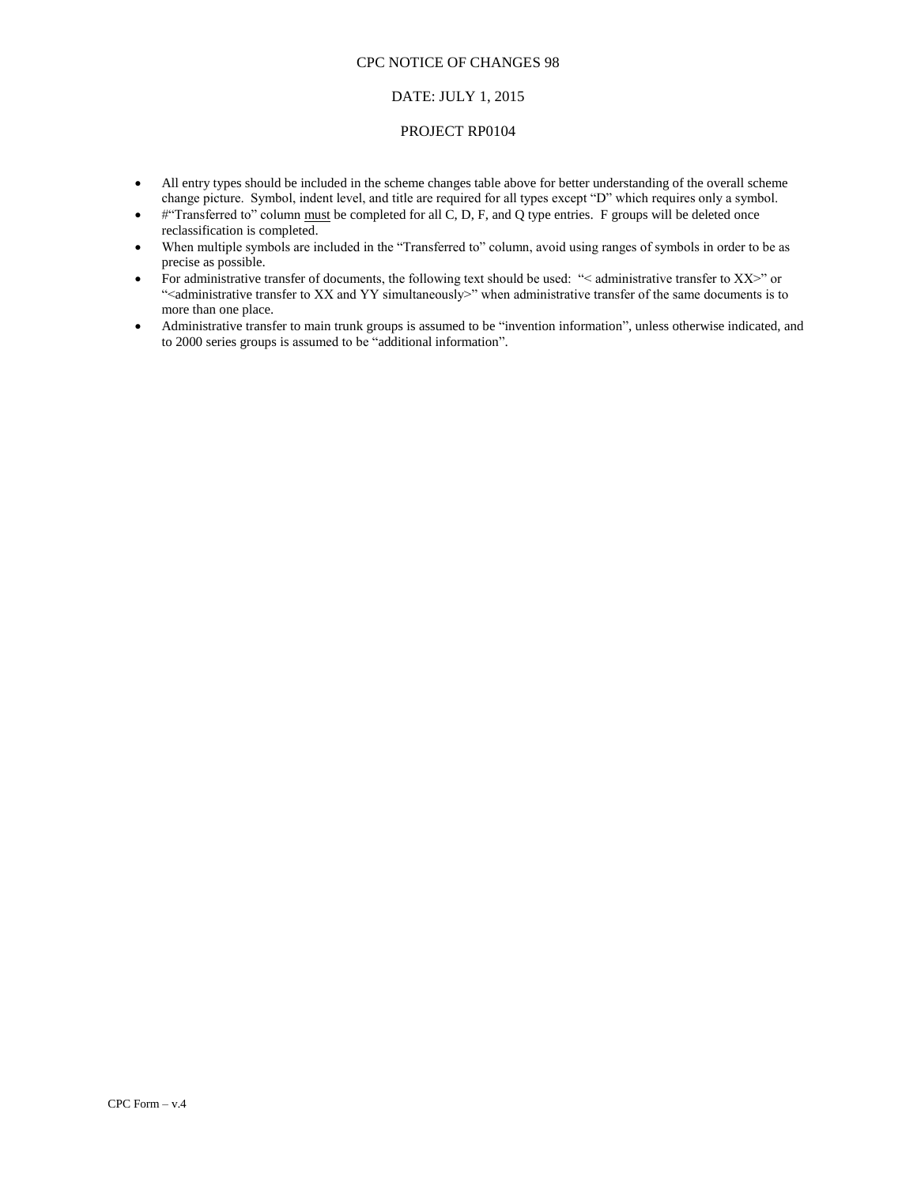- All entry types should be included in the scheme changes table above for better understanding of the overall scheme change picture. Symbol, indent level, and title are required for all types except "D" which requires only a symbol.
- #"Transferred to" column must be completed for all C, D, F, and Q type entries. F groups will be deleted once reclassification is completed.
- When multiple symbols are included in the "Transferred to" column, avoid using ranges of symbols in order to be as precise as possible.
- For administrative transfer of documents, the following text should be used: "< administrative transfer to XX>" or "<administrative transfer to XX and YY simultaneously>" when administrative transfer of the same documents is to more than one place.
- Administrative transfer to main trunk groups is assumed to be "invention information", unless otherwise indicated, and to 2000 series groups is assumed to be "additional information".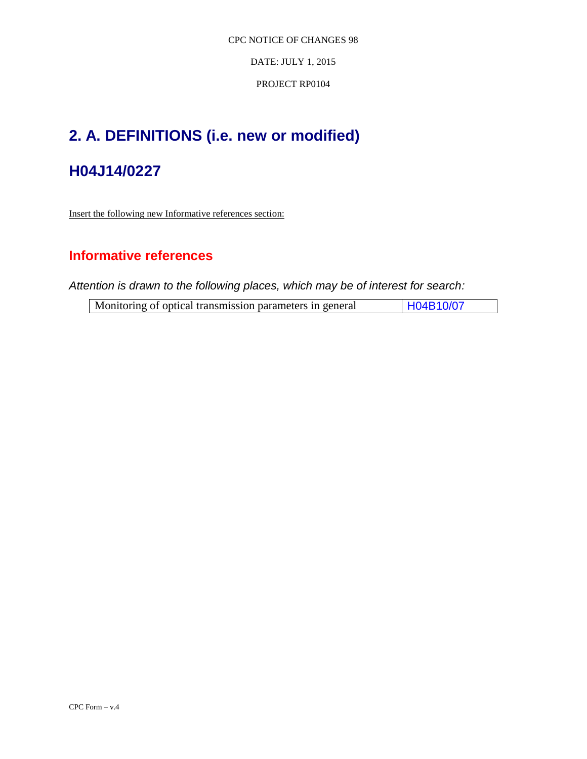## 2. A. DEFINITIONS (i.e. new or modified)

## H04J14/0227

Insert the following new Informative references section:

### Informative references

*Attention is drawn to the following places, which may be of interest for search:*

| | |
|---|---|
| Monitoring of optical transmission parameters in general | H04B10/07 |

CPC Form – v.4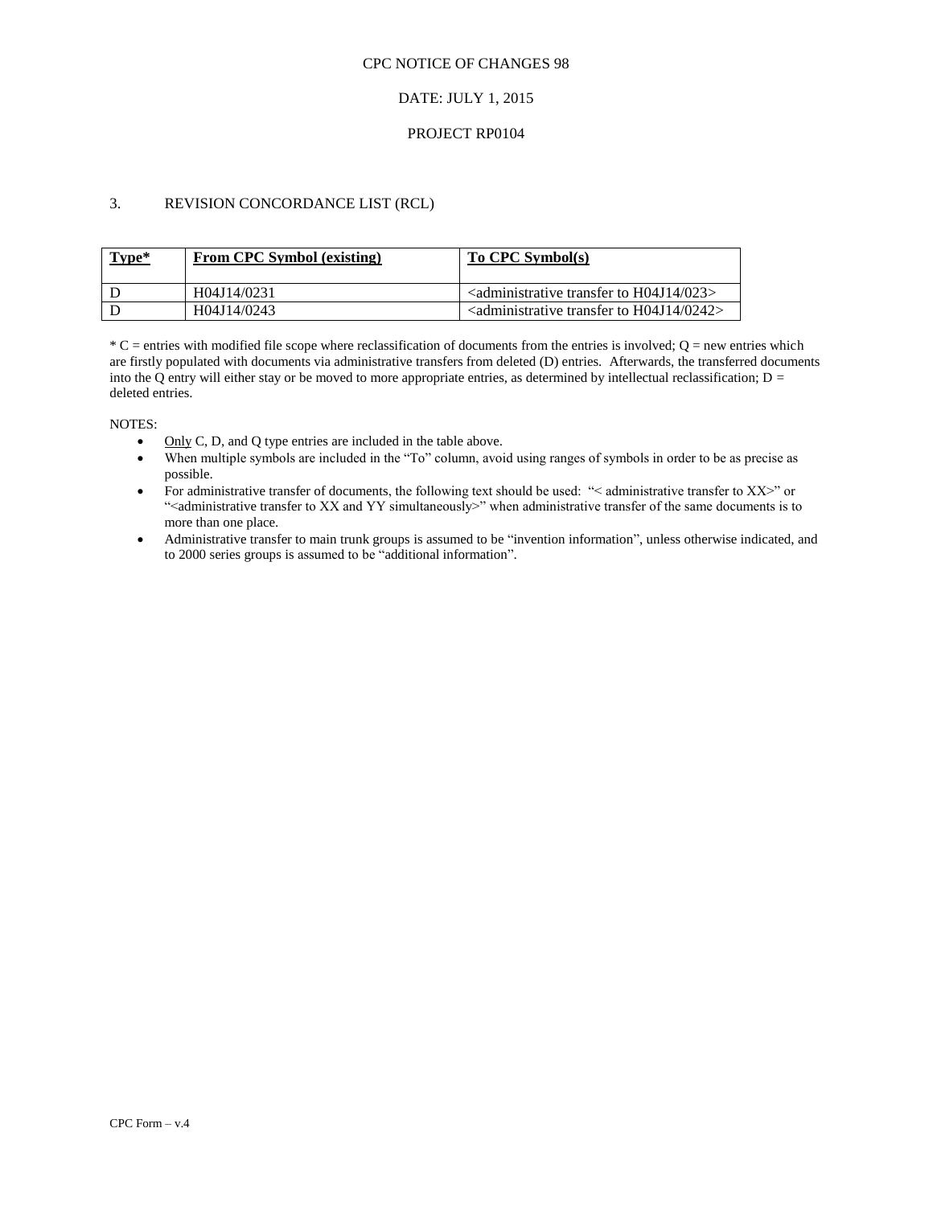CPC NOTICE OF CHANGES 98

DATE: JULY 1, 2015

PROJECT RP0104

## 3. REVISION CONCORDANCE LIST (RCL)

| Type* | From CPC Symbol (existing) | To CPC Symbol(s) |
|---|---|---|
| D | H04J14/0231 | <administrative transfer to H04J14/023> |
| D | H04J14/0243 | <administrative transfer to H04J14/0242> |

* C = entries with modified file scope where reclassification of documents from the entries is involved; Q = new entries which are firstly populated with documents via administrative transfers from deleted (D) entries. Afterwards, the transferred documents into the Q entry will either stay or be moved to more appropriate entries, as determined by intellectual reclassification; D = deleted entries.

NOTES:

- Only C, D, and Q type entries are included in the table above.
- When multiple symbols are included in the "To" column, avoid using ranges of symbols in order to be as precise as possible.
- For administrative transfer of documents, the following text should be used: "< administrative transfer to XX>" or "<administrative transfer to XX and YY simultaneously>" when administrative transfer of the same documents is to more than one place.
- Administrative transfer to main trunk groups is assumed to be "invention information", unless otherwise indicated, and to 2000 series groups is assumed to be "additional information".

CPC Form – v.4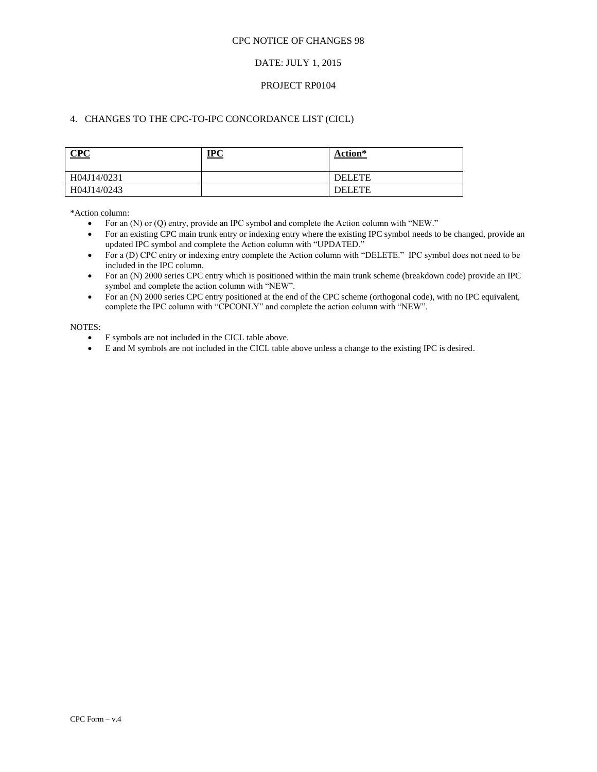CPC NOTICE OF CHANGES 98

DATE: JULY 1, 2015

PROJECT RP0104

## 4. CHANGES TO THE CPC-TO-IPC CONCORDANCE LIST (CICL)

| CPC | IPC | Action* |
|---|---|---|
| H04J14/0231 | | DELETE |
| H04J14/0243 | | DELETE |

*Action column:

- For an (N) or (Q) entry, provide an IPC symbol and complete the Action column with "NEW."
- For an existing CPC main trunk entry or indexing entry where the existing IPC symbol needs to be changed, provide an updated IPC symbol and complete the Action column with "UPDATED."
- For a (D) CPC entry or indexing entry complete the Action column with "DELETE." IPC symbol does not need to be included in the IPC column.
- For an (N) 2000 series CPC entry which is positioned within the main trunk scheme (breakdown code) provide an IPC symbol and complete the action column with "NEW".
- For an (N) 2000 series CPC entry positioned at the end of the CPC scheme (orthogonal code), with no IPC equivalent, complete the IPC column with "CPCONLY" and complete the action column with "NEW".

NOTES:

- F symbols are not included in the CICL table above.
- E and M symbols are not included in the CICL table above unless a change to the existing IPC is desired.